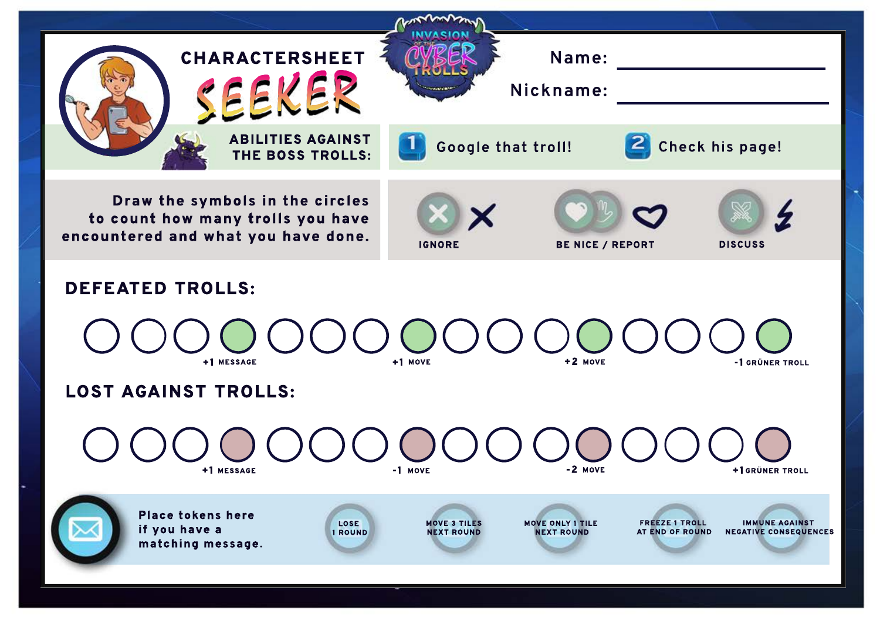# CHARACTERSHEET SEEKER

INVASION OF THE CYBER TROLLS

Name: ____________________

Nickname: ____________________

**ABILITIES AGAINST THE BOSS TROLLS:**

1. Google that troll!
2. Check his page!

Draw the symbols in the circles to count how many trolls you have encountered and what you have done.

- IGNORE
- BE NICE / REPORT
- DISCUSS

## DEFEATED TROLLS:

+1 MESSAGE

+1 MOVE

+2 MOVE

-1 GRÜNER TROLL

## LOST AGAINST TROLLS:

+1 MESSAGE

-1 MOVE

-2 MOVE

+1 GRÜNER TROLL

Place tokens here if you have a matching message.

- LOSE 1 ROUND
- MOVE 3 TILES NEXT ROUND
- MOVE ONLY 1 TILE NEXT ROUND
- FREEZE 1 TROLL AT END OF ROUND
- IMMUNE AGAINST NEGATIVE CONSEQUENCES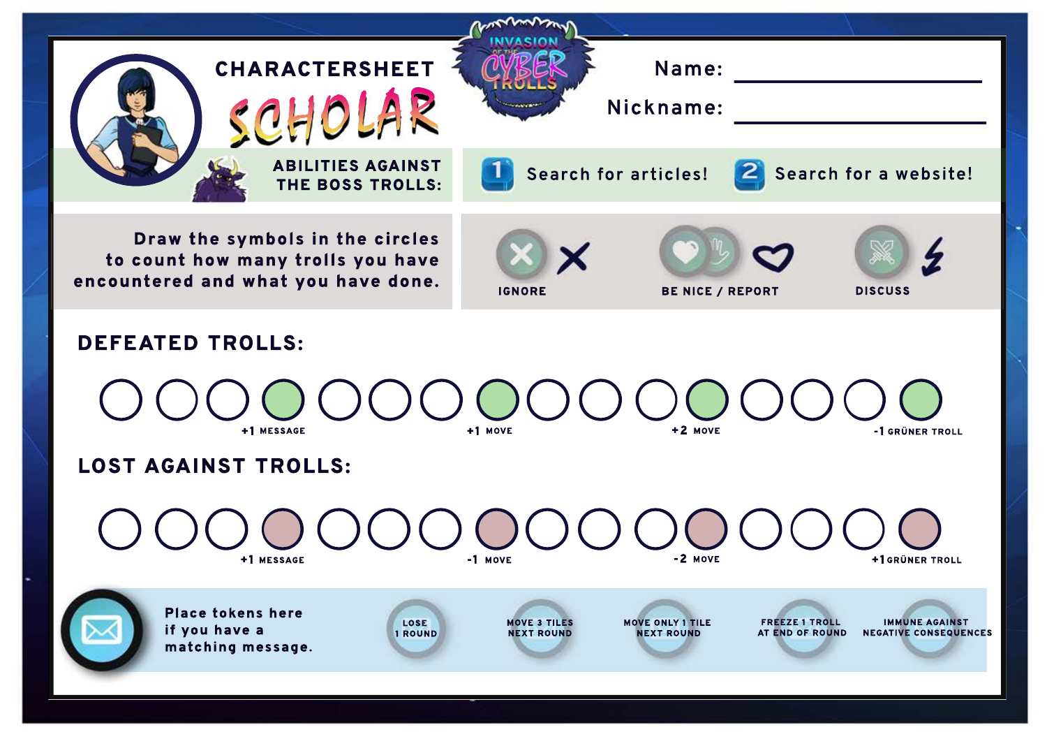# CHARACTERSHEET SCHOLAR

INVASION OF THE CYBER TROLLS

Name: ____________________

Nickname: ____________________

**ABILITIES AGAINST THE BOSS TROLLS:**

1. Search for articles!
2. Search for a website!

Draw the symbols in the circles to count how many trolls you have encountered and what you have done.

| IGNORE | BE NICE / REPORT | DISCUSS |
| --- | --- | --- |
| ✕ | ♡ | ⚡ |

## DEFEATED TROLLS:

○ ○ ○ ● ○ ○ ○ ● ○ ○ ○ ● ○ ○ ○ ●

- 4th circle: +1 MESSAGE
- 8th circle: +1 MOVE
- 12th circle: +2 MOVE
- 16th circle: -1 GRÜNER TROLL

## LOST AGAINST TROLLS:

○ ○ ○ ● ○ ○ ○ ● ○ ○ ○ ● ○ ○ ○ ●

- 4th circle: +1 MESSAGE
- 8th circle: -1 MOVE
- 12th circle: -2 MOVE
- 16th circle: +1 GRÜNER TROLL

Place tokens here if you have a matching message.

| LOSE 1 ROUND | MOVE 3 TILES NEXT ROUND | MOVE ONLY 1 TILE NEXT ROUND | FREEZE 1 TROLL AT END OF ROUND | IMMUNE AGAINST NEGATIVE CONSEQUENCES |
| --- | --- | --- | --- | --- |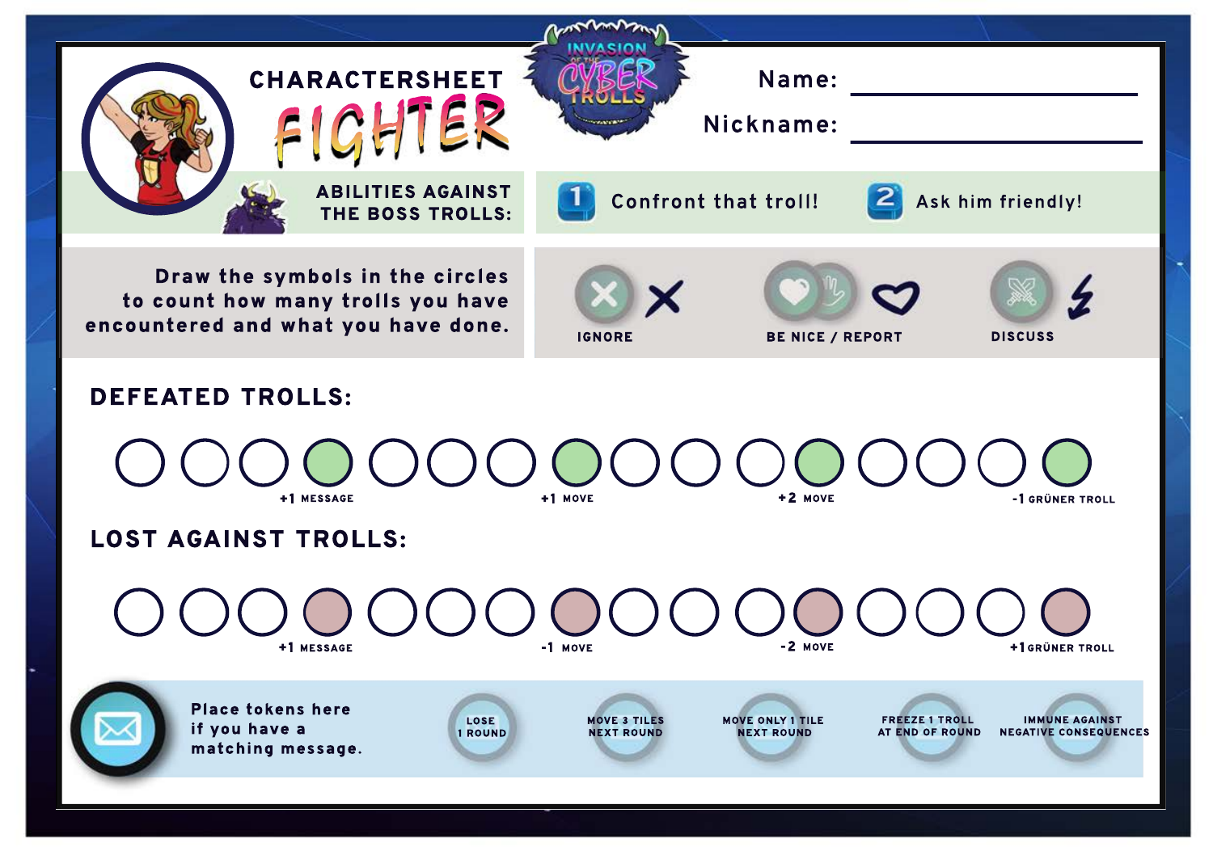# CHARACTERSHEET FIGHTER

INVASION OF THE CYBER TROLLS

Name: ____________________

Nickname: ____________________

## ABILITIES AGAINST THE BOSS TROLLS:

1. Confront that troll!
2. Ask him friendly!

Draw the symbols in the circles to count how many trolls you have encountered and what you have done.

- IGNORE: ✕
- BE NICE / REPORT: ♡
- DISCUSS: ⚡

## DEFEATED TROLLS:

| Circle | Bonus |
|---|---|
| 4 | +1 MESSAGE |
| 8 | +1 MOVE |
| 12 | +2 MOVE |
| 16 | -1 GRÜNER TROLL |

## LOST AGAINST TROLLS:

| Circle | Penalty |
|---|---|
| 4 | +1 MESSAGE |
| 8 | -1 MOVE |
| 12 | -2 MOVE |
| 16 | +1 GRÜNER TROLL |

Place tokens here if you have a matching message.

- LOSE 1 ROUND
- MOVE 3 TILES NEXT ROUND
- MOVE ONLY 1 TILE NEXT ROUND
- FREEZE 1 TROLL AT END OF ROUND
- IMMUNE AGAINST NEGATIVE CONSEQUENCES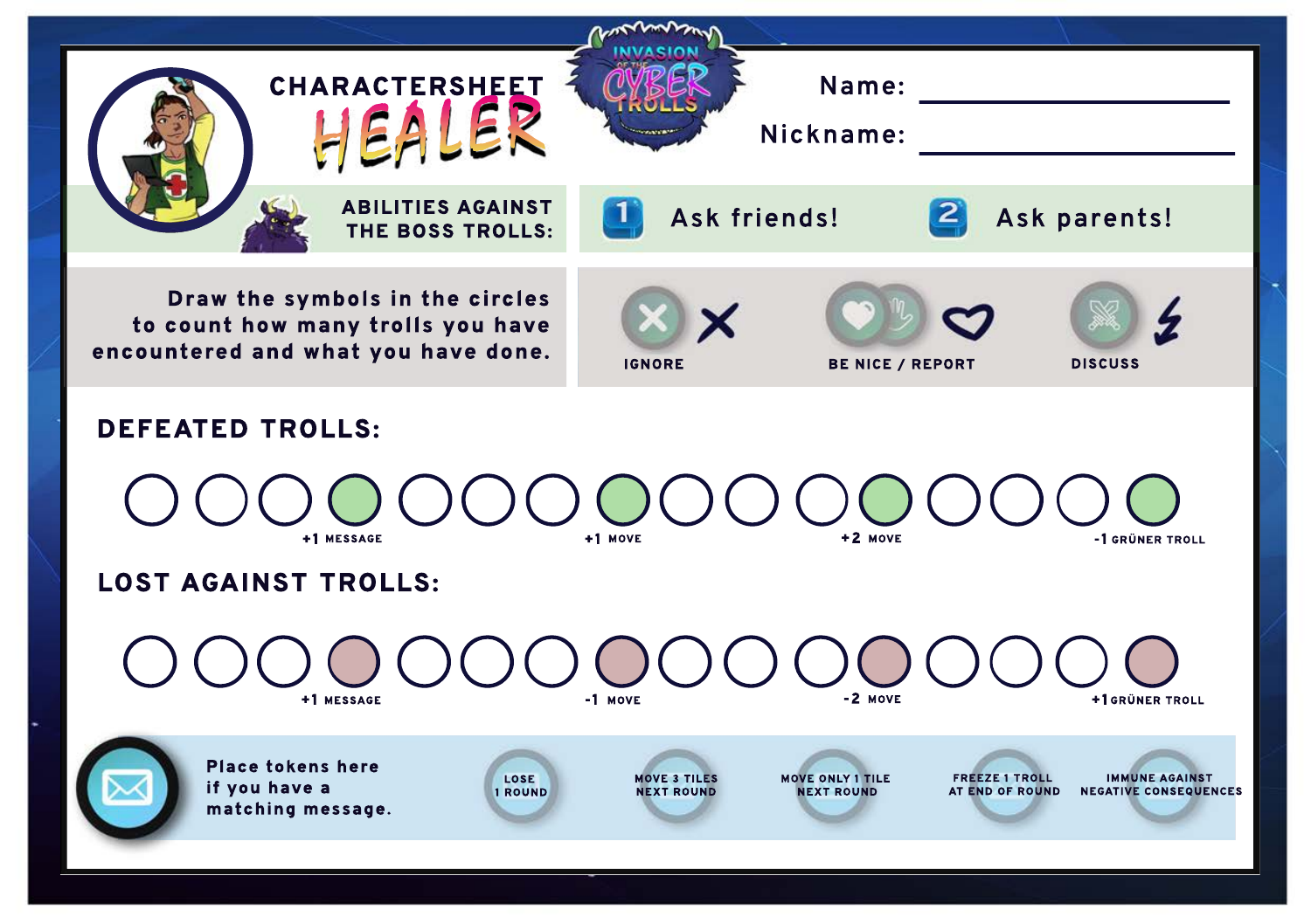# CHARACTERSHEET HEALER

INVASION OF THE CYBER TROLLS

Name: ____________________

Nickname: ____________________

**ABILITIES AGAINST THE BOSS TROLLS:**

1 Ask friends!

2 Ask parents!

Draw the symbols in the circles to count how many trolls you have encountered and what you have done.

IGNORE ✕

BE NICE / REPORT ♡

DISCUSS ⚡

## DEFEATED TROLLS:

+1 MESSAGE

+1 MOVE

+2 MOVE

-1 GRÜNER TROLL

## LOST AGAINST TROLLS:

+1 MESSAGE

-1 MOVE

-2 MOVE

+1 GRÜNER TROLL

Place tokens here if you have a matching message.

LOSE 1 ROUND

MOVE 3 TILES NEXT ROUND

MOVE ONLY 1 TILE NEXT ROUND

FREEZE 1 TROLL AT END OF ROUND

IMMUNE AGAINST NEGATIVE CONSEQUENCES